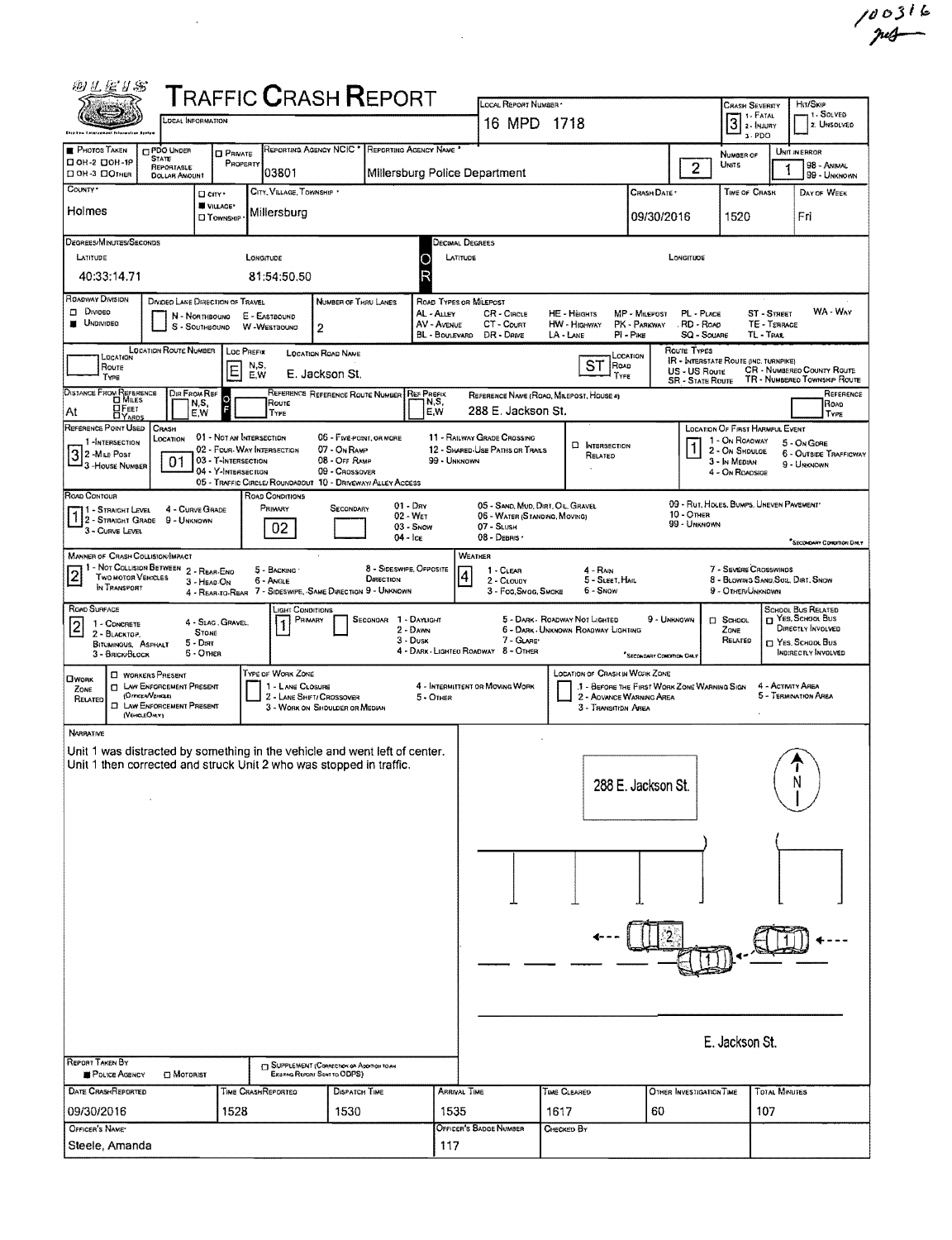100316

# TRAFFIC CRASH REPORT

| Field | Value |
|---|---|
| Local Information | |
| Local Report Number | 16 MPD 1718 |
| Crash Severity | 3 (1 - Fatal, 2 - Injury, 3 - PDO) |
| Hit/Skip | (1 - Solved, 2 - Unsolved) |
| Photos Taken | |
| PDO Under State Reportable Dollar Amount | |
| Private Property | |
| Reporting Agency NCIC | 03801 |
| Reporting Agency Name | Millersburg Police Department |
| Number of Units | 2 |
| Unit in Error | 1 (98 - Animal, 99 - Unknown) |
| County | Holmes |
| City, Village, Township | Village: Millersburg |
| Crash Date | 09/30/2016 |
| Time of Crash | 1520 |
| Day of Week | Fri |

**Degrees/Minutes/Seconds**

| Latitude | Longitude |
|---|---|
| 40:33:14.71 | 81:54:50.50 |

**Decimal Degrees:** Latitude / Longitude (blank)

| Field | Value |
|---|---|
| Roadway Division | Undivided |
| Divided Lane Direction of Travel | N - Northbound, S - Southbound, E - Eastbound, W - Westbound |
| Number of Thru Lanes | 2 |
| Location Route Number | |
| Loc Prefix | E |
| Location Road Name | E. Jackson St. |
| Location Road Type | ST |
| Distance From Reference | At |
| Dir From Ref | |
| Reference Route Number | |
| Reference Name (Road, Milepost, House #) | 288 E. Jackson St. |
| Reference Point Used | 3 - House Number |
| Crash Location | 01 - Not an Intersection |
| Intersection Related | |
| Location of First Harmful Event | 1 - On Roadway |
| Road Contour | 1 - Straight Level |
| Road Conditions (Primary) | 02 - Wet |
| Manner of Crash Collision/Impact | 2 - Rear-End |
| Weather | 4 - Rain |
| Road Surface | 2 - Blacktop, Bituminous, Asphalt |
| Light Conditions (Primary) | 1 - Daylight |
| School Zone Related | |
| Work Zone Related | |

Road Types or Milepost: AL - Alley, AV - Avenue, BL - Boulevard, CR - Circle, CT - Court, DR - Drive, HE - Heights, HW - Highway, LA - Lane, MP - Milepost, PK - Parkway, PI - Pike, PL - Place, RD - Road, SQ - Square, ST - Street, TE - Terrace, TL - Trail, WA - Way

Route Types: IR - Interstate Route (inc. Turnpike), US - US Route, SR - State Route, CR - Numbered County Route, TR - Numbered Township Route

## Narrative

Unit 1 was distracted by something in the vehicle and went left of center. Unit 1 then corrected and struck Unit 2 who was stopped in traffic.

(Diagram: 288 E. Jackson St., E. Jackson St., N)

| Field | Value |
|---|---|
| Report Taken By | Police Agency |
| Supplement | |
| Date Crash Reported | 09/30/2016 |
| Time Crash Reported | 1528 |
| Dispatch Time | 1530 |
| Arrival Time | 1535 |
| Time Cleared | 1617 |
| Other Investigation Time | 60 |
| Total Minutes | 107 |
| Officer's Name | Steele, Amanda |
| Officer's Badge Number | 117 |
| Checked By | |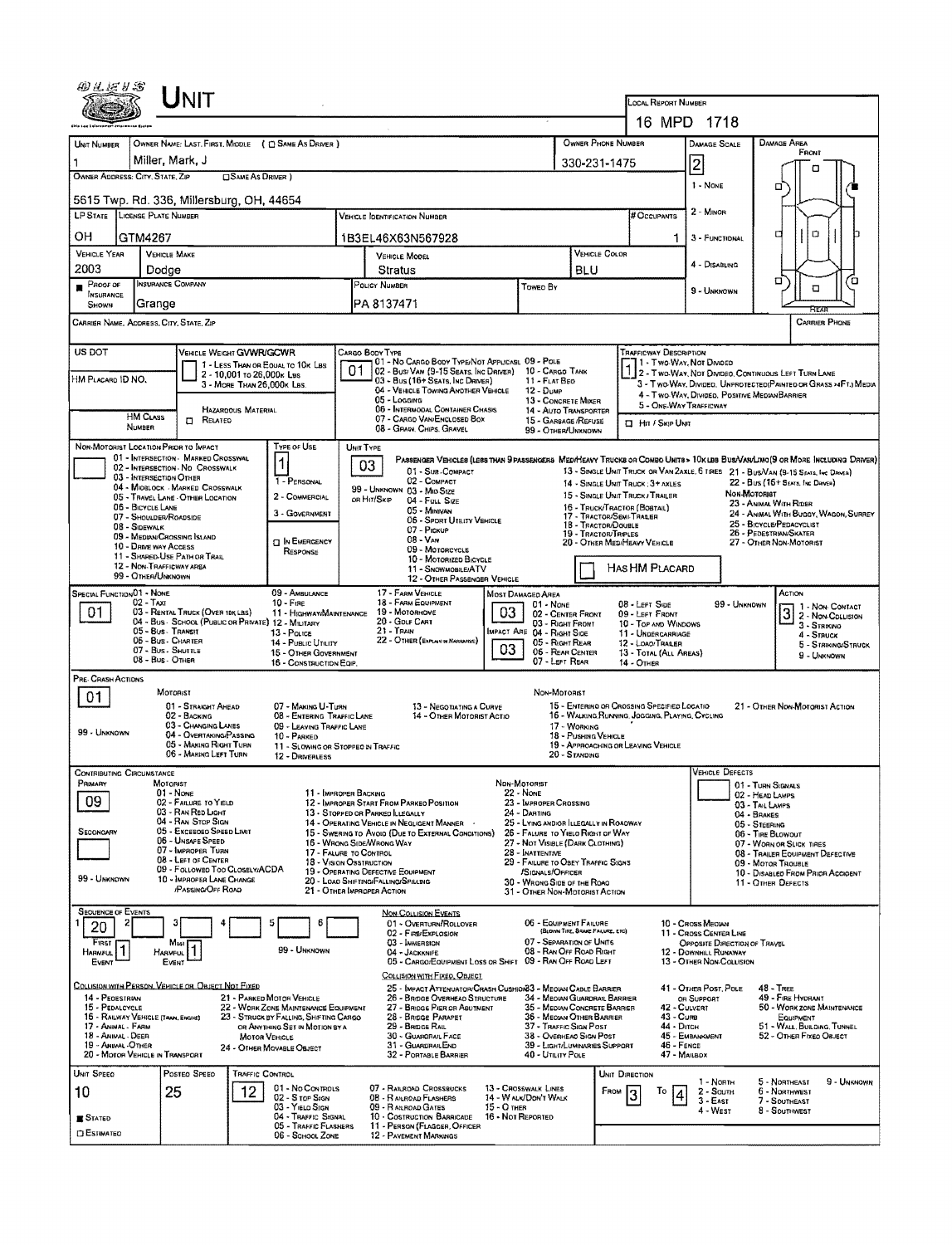# UNIT

**LOCAL REPORT NUMBER:** 16 MPD 1718

| UNIT NUMBER | OWNER NAME: LAST, FIRST, MIDDLE ( ☐ SAME AS DRIVER ) | OWNER PHONE NUMBER | DAMAGE SCALE | DAMAGE AREA |
|---|---|---|---|---|
| 1 | Miller, Mark, J | 330-231-1475 | 2 | FRONT |

**OWNER ADDRESS: CITY, STATE, ZIP** ☐ SAME AS DRIVER )
5615 Twp. Rd. 336, Millersburg, OH, 44654

| LP STATE | LICENSE PLATE NUMBER | VEHICLE IDENTIFICATION NUMBER | # OCCUPANTS |
|---|---|---|---|
| OH | GTM4267 | 1B3EL46X63N567928 | 1 |

| VEHICLE YEAR | VEHICLE MAKE | VEHICLE MODEL | VEHICLE COLOR |
|---|---|---|---|
| 2003 | Dodge | Stratus | BLU |

| PROOF OF INSURANCE SHOWN | INSURANCE COMPANY | POLICY NUMBER | TOWED BY |
|---|---|---|---|
| ■ | Grange | PA 8137471 | |

DAMAGE SCALE: 1 - NONE; 2 - MINOR; 3 - FUNCTIONAL; 4 - DISABLING; 9 - UNKNOWN

CARRIER NAME, ADDRESS, CITY, STATE, ZIP — CARRIER PHONE

US DOT — VEHICLE WEIGHT GVWR/GCWR: 1 - LESS THAN OR EQUAL TO 10K LBS; 2 - 10,001 TO 26,000K LBS; 3 - MORE THAN 26,000K LBS.

HM PLACARD ID NO. — HM CLASS NUMBER — ☐ HAZARDOUS MATERIAL RELATED

CARGO BODY TYPE: **01** — 01 - NO CARGO BODY TYPE/NOT APPLICABLE; 02 - BUS/VAN (9-15 SEATS, INC DRIVER); 03 - BUS (16+ SEATS, INC DRIVER); 04 - VEHICLE TOWING ANOTHER VEHICLE; 05 - LOGGING; 06 - INTERMODAL CONTAINER CHASSIS; 07 - CARGO VAN/ENCLOSED BOX; 08 - GRAIN, CHIPS, GRAVEL; 09 - POLE; 10 - CARGO TANK; 11 - FLAT BED; 12 - DUMP; 13 - CONCRETE MIXER; 14 - AUTO TRANSPORTER; 15 - GARBAGE/REFUSE; 99 - OTHER/UNKNOWN

TRAFFICWAY DESCRIPTION: **1** — 1 - TWO-WAY, NOT DIVIDED; 2 - TWO-WAY, NOT DIVIDED, CONTINUOUS LEFT TURN LANE; 3 - TWO-WAY, DIVIDED, UNPROTECTED(PAINTED OR GRASS >4FT.) MEDIA; 4 - TWO-WAY, DIVIDED, POSITIVE MEDIAN BARRIER; 5 - ONE-WAY TRAFFICWAY; ☐ HIT / SKIP UNIT

NON-MOTORIST LOCATION PRIOR TO IMPACT: 01 - INTERSECTION - MARKED CROSSWALK; 02 - INTERSECTION - NO CROSSWALK; 03 - INTERSECTION OTHER; 04 - MIDBLOCK - MARKED CROSSWALK; 05 - TRAVEL LANE - OTHER LOCATION; 06 - BICYCLE LANE; 07 - SHOULDER/ROADSIDE; 08 - SIDEWALK; 09 - MEDIAN/CROSSING ISLAND; 10 - DRIVE WAY ACCESS; 11 - SHARED-USE PATH OR TRAIL; 12 - NON-TRAFFICWAY AREA; 99 - OTHER/UNKNOWN

TYPE OF USE: **1** — 1 - PERSONAL; 2 - COMMERCIAL; 3 - GOVERNMENT; ☐ IN EMERGENCY RESPONSE

UNIT TYPE: **03** — PASSENGER VEHICLES (LESS THAN 9 PASSENGERS MED/HEAVY TRUCKS OR COMBO UNITS > 10K LBS BUS/VAN/LIMO(9 OR MORE INCLUDING DRIVER): 01 - SUB-COMPACT; 02 - COMPACT; 99 - UNKNOWN 03 - MID SIZE OR HIT/SKIP; 04 - FULL SIZE; 05 - MINIVAN; 06 - SPORT UTILITY VEHICLE; 07 - PICKUP; 08 - VAN; 09 - MOTORCYCLE; 10 - MOTORIZED BICYCLE; 11 - SNOWMOBILE/ATV; 12 - OTHER PASSENGER VEHICLE; 13 - SINGLE UNIT TRUCK OR VAN 2AXLE, 6 TIRES; 14 - SINGLE UNIT TRUCK; 3+ AXLES; 15 - SINGLE UNIT TRUCK / TRAILER; 16 - TRUCK/TRACTOR (BOBTAIL); 17 - TRACTOR/SEMI-TRAILER; 18 - TRACTOR/DOUBLE; 19 - TRACTOR/TRIPLES; 20 - OTHER MED/HEAVY VEHICLE; 21 - BUS/VAN (9-15 SEATS, INC DRIVER); 22 - BUS (16+ SEATS, INC DRIVER); NON-MOTORIST: 23 - ANIMAL WITH RIDER; 24 - ANIMAL WITH BUGGY, WAGON, SURREY; 25 - BICYCLE/PEDACYCLIST; 26 - PEDESTRIAN/SKATER; 27 - OTHER NON-MOTORIST; ☐ HAS HM PLACARD

SPECIAL FUNCTION: **01** — 01 - NONE; 02 - TAXI; 03 - RENTAL TRUCK (OVER 10K LBS); 04 - BUS - SCHOOL (PUBLIC OR PRIVATE); 05 - BUS - TRANSIT; 06 - BUS - CHARTER; 07 - BUS - SHUTTLE; 08 - BUS - OTHER; 09 - AMBULANCE; 10 - FIRE; 11 - HIGHWAY/MAINTENANCE; 12 - MILITARY; 13 - POLICE; 14 - PUBLIC UTILITY; 15 - OTHER GOVERNMENT; 16 - CONSTRUCTION EQIP.; 17 - FARM VEHICLE; 18 - FARM EQUIPMENT; 19 - MOTORHOME; 20 - GOLF CART; 21 - TRAIN; 22 - OTHER (EXPLAIN IN NARRATIVE)

MOST DAMAGED AREA: **03**; IMPACT ARE: **03** — 01 - NONE; 02 - CENTER FRONT; 03 - RIGHT FRONT; 04 - RIGHT SIDE; 05 - RIGHT REAR; 06 - REAR CENTER; 07 - LEFT REAR; 08 - LEFT SIDE; 09 - LEFT FRONT; 10 - TOP AND WINDOWS; 11 - UNDERCARRIAGE; 12 - LOAD/TRAILER; 13 - TOTAL (ALL AREAS); 14 - OTHER; 99 - UNKNOWN

ACTION: **3** — 1 - NON-CONTACT; 2 - NON-COLLISION; 3 - STRIKING; 4 - STRUCK; 5 - STRIKING/STRUCK; 9 - UNKNOWN

PRE-CRASH ACTIONS: **01** — MOTORIST: 01 - STRAIGHT AHEAD; 02 - BACKING; 03 - CHANGING LANES; 04 - OVERTAKING/PASSING; 05 - MAKING RIGHT TURN; 06 - MAKING LEFT TURN; 07 - MAKING U-TURN; 08 - ENTERING TRAFFIC LANE; 09 - LEAVING TRAFFIC LANE; 10 - PARKED; 11 - SLOWING OR STOPPED IN TRAFFIC; 12 - DRIVERLESS; 13 - NEGOTIATING A CURVE; 14 - OTHER MOTORIST ACTIO; 99 - UNKNOWN. NON-MOTORIST: 15 - ENTERING OR CROSSING SPECIFIED LOCATIO; 16 - WALKING, RUNNING, JOGGING, PLAYING, CYCLING; 17 - WORKING; 18 - PUSHING VEHICLE; 19 - APPROACHING OR LEAVING VEHICLE; 20 - STANDING; 21 - OTHER NON-MOTORIST ACTION

CONTRIBUTING CIRCUMSTANCE: PRIMARY **09**; SECONDARY — MOTORIST: 01 - NONE; 02 - FAILURE TO YIELD; 03 - RAN RED LIGHT; 04 - RAN STOP SIGN; 05 - EXCEEDED SPEED LIMIT; 06 - UNSAFE SPEED; 07 - IMPROPER TURN; 08 - LEFT OF CENTER; 09 - FOLLOWED TOO CLOSELY/ACDA; 10 - IMPROPER LANE CHANGE /PASSING/OFF ROAD; 11 - IMPROPER BACKING; 12 - IMPROPER START FROM PARKED POSITION; 13 - STOPPED OR PARKED ILLEGALLY; 14 - OPERATING VEHICLE IN NEGLIGENT MANNER; 15 - SWERING TO AVOID (DUE TO EXTERNAL CONDITIONS); 16 - WRONG SIDE/WRONG WAY; 17 - FAILURE TO CONTROL; 18 - VISION OBSTRUCTION; 19 - OPERATING DEFECTIVE EQUIPMENT; 20 - LOAD SHIFTING/FALLING/SPILLING; 21 - OTHER IMPROPER ACTION; 99 - UNKNOWN. NON-MOTORIST: 22 - NONE; 23 - IMPROPER CROSSING; 24 - DARTING; 25 - LYING AND/OR ILLEGALLY IN ROADWAY; 26 - FAILURE TO YIELD RIGHT OF WAY; 27 - NOT VISIBLE (DARK CLOTHING); 28 - INATTENTIVE; 29 - FAILURE TO OBEY TRAFFIC SIGNS /SIGNALS/OFFICER; 30 - WRONG SIDE OF THE ROAD; 31 - OTHER NON-MOTORIST ACTION

VEHICLE DEFECTS: 01 - TURN SIGNALS; 02 - HEAD LAMPS; 03 - TAIL LAMPS; 04 - BRAKES; 05 - STEERING; 06 - TIRE BLOWOUT; 07 - WORN OR SLICK TIRES; 08 - TRAILER EQUIPMENT DEFECTIVE; 09 - MOTOR TROUBLE; 10 - DISABLED FROM PRIOR ACCIDENT; 11 - OTHER DEFECTS

SEQUENCE OF EVENTS: 1: **20**; 2; 3; 4; 5; 6 — FIRST HARMFUL EVENT: **1**; MOST HARMFUL EVENT: **1**; 99 - UNKNOWN

NON-COLLISION EVENTS: 01 - OVERTURN/ROLLOVER; 02 - FIRE/EXPLOSION; 03 - IMMERSION; 04 - JACKKNIFE; 05 - CARGO/EQUIPMENT LOSS OR SHIFT; 06 - EQUIPMENT FAILURE (BLOWN TIRE, BRAKE FAILURE, ETC); 07 - SEPARATION OF UNITS; 08 - RAN OFF ROAD RIGHT; 09 - RAN OFF ROAD LEFT; 10 - CROSS MEDIAN; 11 - CROSS CENTER LINE OPPOSITE DIRECTION OF TRAVEL; 12 - DOWNHILL RUNAWAY; 13 - OTHER NON-COLLISION

COLLISION WITH PERSON, VEHICLE OR OBJECT NOT FIXED: 14 - PEDESTRIAN; 15 - PEDALCYCLE; 16 - RAILWAY VEHICLE (TRAIN, ENGINE); 17 - ANIMAL - FARM; 18 - ANIMAL - DEER; 19 - ANIMAL - OTHER; 20 - MOTOR VEHICLE IN TRANSPORT; 21 - PARKED MOTOR VEHICLE; 22 - WORK ZONE MAINTENANCE EQUIPMENT; 23 - STRUCK BY FALLING, SHIFTING CARGO OR ANYTHING SET IN MOTION BY A MOTOR VEHICLE; 24 - OTHER MOVABLE OBJECT

COLLISION WITH FIXED, OBJECT: 25 - IMPACT ATTENUATOR/CRASH CUSHION; 26 - BRIDGE OVERHEAD STRUCTURE; 27 - BRIDGE PIER OR ABUTMENT; 28 - BRIDGE PARAPET; 29 - BRIDGE RAIL; 30 - GUARDRAIL FACE; 31 - GUARDRAIL END; 32 - PORTABLE BARRIER; 33 - MEDIAN CABLE BARRIER; 34 - MEDIAN GUARDRAIL BARRIER; 35 - MEDIAN CONCRETE BARRIER; 36 - MEDIAN OTHER BARRIER; 37 - TRAFFIC SIGN POST; 38 - OVERHEAD SIGN POST; 39 - LIGHT/LUMINARIES SUPPORT; 40 - UTILITY POLE; 41 - OTHER POST, POLE OR SUPPORT; 42 - CULVERT; 43 - CURB; 44 - DITCH; 45 - EMBANKMENT; 46 - FENCE; 47 - MAILBOX; 48 - TREE; 49 - FIRE HYDRANT; 50 - WORK ZONE MAINTENANCE EQUIPMENT; 51 - WALL, BUILDING, TUNNEL; 52 - OTHER FIXED OBJECT

| UNIT SPEED | POSTED SPEED | TRAFFIC CONTROL | UNIT DIRECTION |
|---|---|---|---|
| 10 | 25 | 12 | FROM 3 TO 4 |

■ STATED ☐ ESTIMATED

TRAFFIC CONTROL: 01 - NO CONTROLS; 02 - STOP SIGN; 03 - YIELD SIGN; 04 - TRAFFIC SIGNAL; 05 - TRAFFIC FLASHERS; 06 - SCHOOL ZONE; 07 - RAILROAD CROSSBUCKS; 08 - RAILROAD FLASHERS; 09 - RAILROAD GATES; 10 - CONSTRUCTION BARRICADE; 11 - PERSON (FLAGGER, OFFICER); 12 - PAVEMENT MARKINGS; 13 - CROSSWALK LINES; 14 - WALK/DON'T WALK; 15 - OTHER; 16 - NOT REPORTED

UNIT DIRECTION: 1 - NORTH; 2 - SOUTH; 3 - EAST; 4 - WEST; 5 - NORTHEAST; 6 - NORTHWEST; 7 - SOUTHEAST; 8 - SOUTHWEST; 9 - UNKNOWN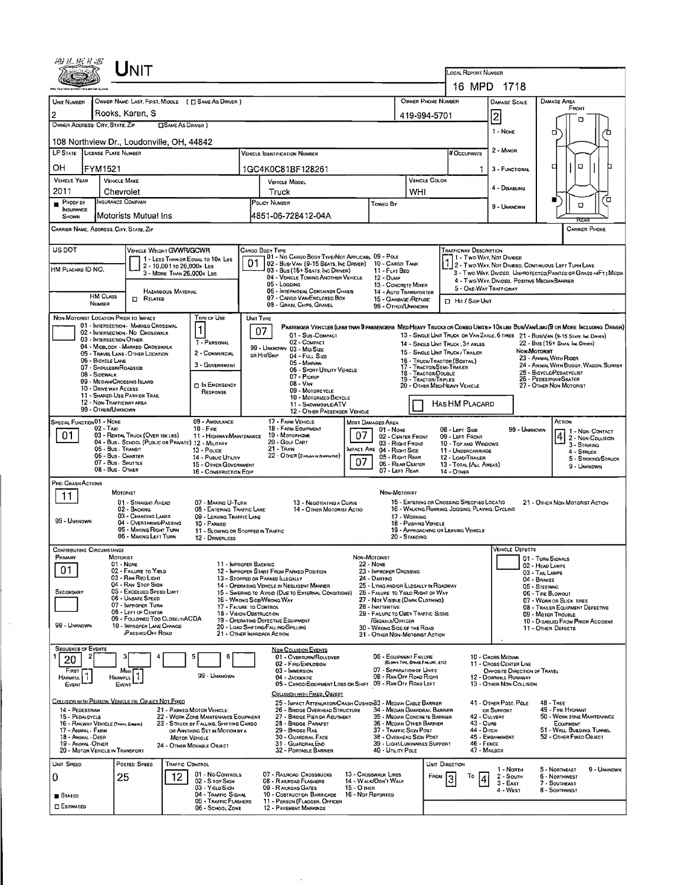# UNIT

**LOCAL REPORT NUMBER:** 16 MPD 1718

| UNIT NUMBER | OWNER NAME: LAST, FIRST, MIDDLE ( ☐ SAME AS DRIVER ) | OWNER PHONE NUMBER | DAMAGE SCALE | DAMAGE AREA |
|---|---|---|---|---|
| 2 | Rooks, Karen, S | 419-994-5701 | 2 | FRONT |

OWNER ADDRESS: CITY, STATE, ZIP ☐ SAME AS DRIVER )
108 Northview Dr., Loudonville, OH, 44842

DAMAGE SCALE: 1 - NONE; 2 - MINOR; 3 - FUNCTIONAL; 4 - DISABLING; 9 - UNKNOWN

| LP STATE | LICENSE PLATE NUMBER | VEHICLE IDENTIFICATION NUMBER | # OCCUPANTS |
|---|---|---|---|
| OH | FYM1521 | 1GC4K0C81BF128261 | 1 |

| VEHICLE YEAR | VEHICLE MAKE | VEHICLE MODEL | VEHICLE COLOR |
|---|---|---|---|
| 2011 | Chevrolet | Truck | WHI |

| ■ PROOF OF INSURANCE SHOWN | INSURANCE COMPANY | POLICY NUMBER | TOWED BY |
|---|---|---|---|
| | Motorists Mutual Ins | 4851-06-728412-04A | |

CARRIER NAME, ADDRESS, CITY, STATE, ZIP — CARRIER PHONE

US DOT —

VEHICLE WEIGHT GVWR/GCWR: 1 - LESS THAN OR EQUAL TO 10K LBS; 2 - 10,001 TO 26,000K LBS; 3 - MORE THAN 26,000K LBS.

HM PLACARD ID NO. — HM CLASS NUMBER — ☐ HAZARDOUS MATERIAL RELATED

CARGO BODY TYPE: **01** — 01 - NO CARGO BODY TYPE/NOT APPLICABLE; 02 - BUS/VAN (9-15 SEATS, INC DRIVER); 03 - BUS (16+ SEATS, INC DRIVER); 04 - VEHICLE TOWING ANOTHER VEHICLE; 05 - LOGGING; 06 - INTERMODAL CONTAINER CHASIS; 07 - CARGO VAN/ENCLOSED BOX; 08 - GRAIN, CHIPS, GRAVEL; 09 - POLE; 10 - CARGO TANK; 11 - FLAT BED; 12 - DUMP; 13 - CONCRETE MIXER; 14 - AUTO TRANSPORTER; 15 - GARBAGE/REFUSE; 99 - OTHER/UNKNOWN

TRAFFICWAY DESCRIPTION: **1** — 1 - TWO-WAY, NOT DIVIDED; 2 - TWO-WAY, NOT DIVIDED, CONTINUOUS LEFT TURN LANE; 3 - TWO-WAY, DIVIDED, UNPROTECTED (PAINTED OR GRASS >4FT.) MEDIA; 4 - TWO-WAY, DIVIDED, POSITIVE MEDIAN BARRIER; 5 - ONE-WAY TRAFFICWAY
☐ HIT / SKIP UNIT

NON-MOTORIST LOCATION PRIOR TO IMPACT: 01 - INTERSECTION - MARKED CROSSWAL; 02 - INTERSECTION - NO CROSSWALK; 03 - INTERSECTION OTHER; 04 - MIDBLOCK - MARKED CROSSWALK; 05 - TRAVEL LANE - OTHER LOCATION; 06 - BICYCLE LANE; 07 - SHOULDER/ROADSIDE; 08 - SIDEWALK; 09 - MEDIAN/CROSSING ISLAND; 10 - DRIVE WAY ACCESS; 11 - SHARED-USE PATH OR TRAIL; 12 - NON-TRAFFICWAY AREA; 99 - OTHER/UNKNOWN

TYPE OF USE: **1** — 1 - PERSONAL; 2 - COMMERCIAL; 3 - GOVERNMENT; ☐ IN EMERGENCY RESPONSE

UNIT TYPE: **07** — PASSENGER VEHICLES (LESS THAN 9 PASSENGERS MED/HEAVY TRUCKS OR COMBO UNITS > 10K LBS BUS/VAN/LIMO (9 OR MORE INCLUDING DRIVER)): 01 - SUB-COMPACT; 02 - COMPACT; 99 - UNKNOWN 03 - MID SIZE; OR HIT/SKIP 04 - FULL SIZE; 05 - MINIVAN; 06 - SPORT UTILITY VEHICLE; 07 - PICKUP; 08 - VAN; 09 - MOTORCYCLE; 10 - MOTORIZED BICYCLE; 11 - SNOWMOBILE/ATV; 12 - OTHER PASSENGER VEHICLE; 13 - SINGLE UNIT TRUCK OR VAN 2AXLE, 6 TIRES; 14 - SINGLE UNIT TRUCK, 3+ AXLES; 15 - SINGLE UNIT TRUCK / TRAILER; 16 - TRUCK/TRACTOR (BOBTAIL); 17 - TRACTOR/SEMI-TRAILER; 18 - TRACTOR/DOUBLE; 19 - TRACTOR/TRIPLES; 20 - OTHER MED/HEAVY VEHICLE; 21 - BUS/VAN (9-15 SEATS, INC DRIVER); 22 - BUS (16+ SEATS, INC DRIVER); NON-MOTORIST: 23 - ANIMAL WITH RIDER; 24 - ANIMAL WITH BUGGY, WAGON, SURREY; 25 - BICYCLE/PEDACYCLIST; 26 - PEDESTRIAN/SKATER; 27 - OTHER NON-MOTORIST
☐ HAS HM PLACARD

SPECIAL FUNCTION: **01** — 01 - NONE; 02 - TAXI; 03 - RENTAL TRUCK (OVER 10K LBS); 04 - BUS - SCHOOL (PUBLIC OR PRIVATE); 05 - BUS - TRANSIT; 06 - BUS - CHARTER; 07 - BUS - SHUTTLE; 08 - BUS - OTHER; 09 - AMBULANCE; 10 - FIRE; 11 - HIGHWAY/MAINTENANCE; 12 - MILITARY; 13 - POLICE; 14 - PUBLIC UTILITY; 15 - OTHER GOVERNMENT; 16 - CONSTRUCTION EQIP.; 17 - FARM VEHICLE; 18 - FARM EQUIPMENT; 19 - MOTORHOME; 20 - GOLF CART; 21 - TRAIN; 22 - OTHER (EXPLAIN IN NARRATIVE)

MOST DAMAGED AREA: **07**; IMPACT ARE: **07** — 01 - NONE; 02 - CENTER FRONT; 03 - RIGHT FRONT; 04 - RIGHT SIDE; 05 - RIGHT REAR; 06 - REAR CENTER; 07 - LEFT REAR; 08 - LEFT SIDE; 09 - LEFT FRONT; 10 - TOP AND WINDOWS; 11 - UNDERCARRIAGE; 12 - LOAD/TRAILER; 13 - TOTAL (ALL AREAS); 14 - OTHER; 99 - UNKNOWN

ACTION: **4** — 1 - NON-CONTACT; 2 - NON-COLLISION; 3 - STRIKING; 4 - STRUCK; 5 - STRIKING/STRUCK; 9 - UNKNOWN

PRE-CRASH ACTIONS: **11**
MOTORIST: 01 - STRAIGHT AHEAD; 02 - BACKING; 03 - CHANGING LANES; 04 - OVERTAKING/PASSING; 05 - MAKING RIGHT TURN; 06 - MAKING LEFT TURN; 07 - MAKING U-TURN; 08 - ENTERING TRAFFIC LANE; 09 - LEAVING TRAFFIC LANE; 10 - PARKED; 11 - SLOWING OR STOPPED IN TRAFFIC; 12 - DRIVERLESS; 13 - NEGOTIATING A CURVE; 14 - OTHER MOTORIST ACTIO; 99 - UNKNOWN
NON-MOTORIST: 15 - ENTERING OR CROSSING SPECIFIED LOCATIO; 16 - WALKING, RUNNING, JOGGING, PLAYING, CYCLING; 17 - WORKING; 18 - PUSHING VEHICLE; 19 - APPROACHING OR LEAVING VEHICLE; 20 - STANDING; 21 - OTHER NON-MOTORIST ACTION

CONTRIBUTING CIRCUMSTANCE: PRIMARY **01**; SECONDARY —
MOTORIST: 01 - NONE; 02 - FAILURE TO YIELD; 03 - RAN RED LIGHT; 04 - RAN STOP SIGN; 05 - EXCEEDED SPEED LIMIT; 06 - UNSAFE SPEED; 07 - IMPROPER TURN; 08 - LEFT OF CENTER; 09 - FOLLOWED TOO CLOSELY/ACDA; 10 - IMPROPER LANE CHANGE /PASSING/OFF ROAD; 11 - IMPROPER BACKING; 12 - IMPROPER START FROM PARKED POSITION; 13 - STOPPED OR PARKED ILLEGALLY; 14 - OPERATING VEHICLE IN NEGLIGENT MANNER; 15 - SWERING TO AVOID (DUE TO EXTERNAL CONDITIONS); 16 - WRONG SIDE/WRONG WAY; 17 - FALURE TO CONTROL; 18 - VISION OBSTRUCTION; 19 - OPERATING DEFECTIVE EQUIPMENT; 20 - LOAD SHIFTING/FALLING/SPILLING; 21 - OTHER IMPROPER ACTION; 99 - UNKNOWN
NON-MOTORIST: 22 - NONE; 23 - IMPROPER CROSSING; 24 - DARTING; 25 - LYING AND/OR ILLEGALLY IN ROADWAY; 26 - FALURE TO YIELD RIGHT OF WAY; 27 - NOT VISIBLE (DARK CLOTHING); 28 - INATTENTIVE; 29 - FAILURE TO OBEY TRAFFIC SIGNS /SIGNALS/OFFICER; 30 - WRONG SIDE OF THE ROAD; 31 - OTHER NON-MOTORIST ACTION

VEHICLE DEFECTS: 01 - TURN SIGNALS; 02 - HEAD LAMPS; 03 - TAIL LAMPS; 04 - BRAKES; 05 - STEERING; 06 - TIRE BLOWOUT; 07 - WORN OR SLICK TIRES; 08 - TRAILER EQUIPMENT DEFECTIVE; 09 - MOTOR TROUBLE; 10 - DISABLED FROM PRIOR ACCIDENT; 11 - OTHER DEFECTS

SEQUENCE OF EVENTS: 1: **20**; 2–6: —; FIRST HARMFUL EVENT: **1**; MOST HARMFUL EVENT: **1**; 99 - UNKNOWN

NON-COLLISION EVENTS: 01 - OVERTURN/ROLLOVER; 02 - FIRE/EXPLOSION; 03 - IMMERSION; 04 - JACKKNIFE; 05 - CARGO/EQUIPMENT LOSS OR SHIFT; 06 - EQUIPMENT FAILURE (BLOWN TIRE, BRAKE FAILURE, ETC); 07 - SEPARATION OF UNITS; 08 - RAN OFF ROAD RIGHT; 09 - RAN OFF ROAD LEFT; 10 - CROSS MEDIAN; 11 - CROSS CENTER LINE OPPOSITE DIRECTION OF TRAVEL; 12 - DOWNHILL RUNAWAY; 13 - OTHER NON-COLLISION

COLLISION WITH PERSON, VEHICLE OR OBJECT NOT FIXED: 14 - PEDESTRIAN; 15 - PEDALCYCLE; 16 - RAILWAY VEHICLE (TRAIN, ENGINE); 17 - ANIMAL - FARM; 18 - ANIMAL - DEER; 19 - ANIMAL - OTHER; 20 - MOTOR VEHICLE IN TRANSPORT; 21 - PARKED MOTOR VEHICLE; 22 - WORK ZONE MAINTENANCE EQUIPMENT; 23 - STRUCK BY FALLING, SHIFTING CARGO OR ANYTHING SET IN MOTION BY A MOTOR VEHICLE; 24 - OTHER MOVABLE OBJECT

COLLISION WITH FIXED, OBJECT: 25 - IMPACT ATTENUATOR/CRASH CUSHION; 26 - BRIDGE OVERHEAD STRUCTURE; 27 - BRIDGE PIER OR ABUTMENT; 28 - BRIDGE PARAPET; 29 - BRIDGE RAIL; 30 - GUARDRAIL FACE; 31 - GUARDRAIL END; 32 - PORTABLE BARRIER; 33 - MEDIAN CABLE BARRIER; 34 - MEDIAN GUARDRAIL BARRIER; 35 - MEDIAN CONCRETE BARRIER; 36 - MEDIAN OTHER BARRIER; 37 - TRAFFIC SIGN POST; 38 - OVERHEAD SIGN POST; 39 - LIGHT/LUMINARIES SUPPORT; 40 - UTILITY POLE; 41 - OTHER POST, POLE OR SUPPORT; 42 - CULVERT; 43 - CURB; 44 - DITCH; 45 - EMBANKMENT; 46 - FENCE; 47 - MAILBOX; 48 - TREE; 49 - FIRE HYDRANT; 50 - WORK ZONE MAINTENANCE EQUIPMENT; 51 - WALL, BUILDING, TUNNEL; 52 - OTHER FIXED OBJECT

| UNIT SPEED | POSTED SPEED | TRAFFIC CONTROL | UNIT DIRECTION |
|---|---|---|---|
| 0 | 25 | 12 | FROM 3 TO 4 |

■ STATED ☐ ESTIMATED

TRAFFIC CONTROL: 01 - NO CONTROLS; 02 - STOP SIGN; 03 - YIELD SIGN; 04 - TRAFFIC SIGNAL; 05 - TRAFFIC FLASHERS; 06 - SCHOOL ZONE; 07 - RAILROAD CROSSBUCKS; 08 - RAILROAD FLASHERS; 09 - RAILROAD GATES; 10 - COSTRUCTION BARRICADE; 11 - PERSON (FLAGGER, OFFICER); 12 - PAVEMENT MARKINGS; 13 - CROSSWALK LINES; 14 - WALK/DON'T WALK; 15 - OTHER; 16 - NOT REPORTED

UNIT DIRECTION: 1 - NORTH; 2 - SOUTH; 3 - EAST; 4 - WEST; 5 - NORTHEAST; 6 - NORTHWEST; 7 - SOUTHEAST; 8 - SOUTHWEST; 9 - UNKNOWN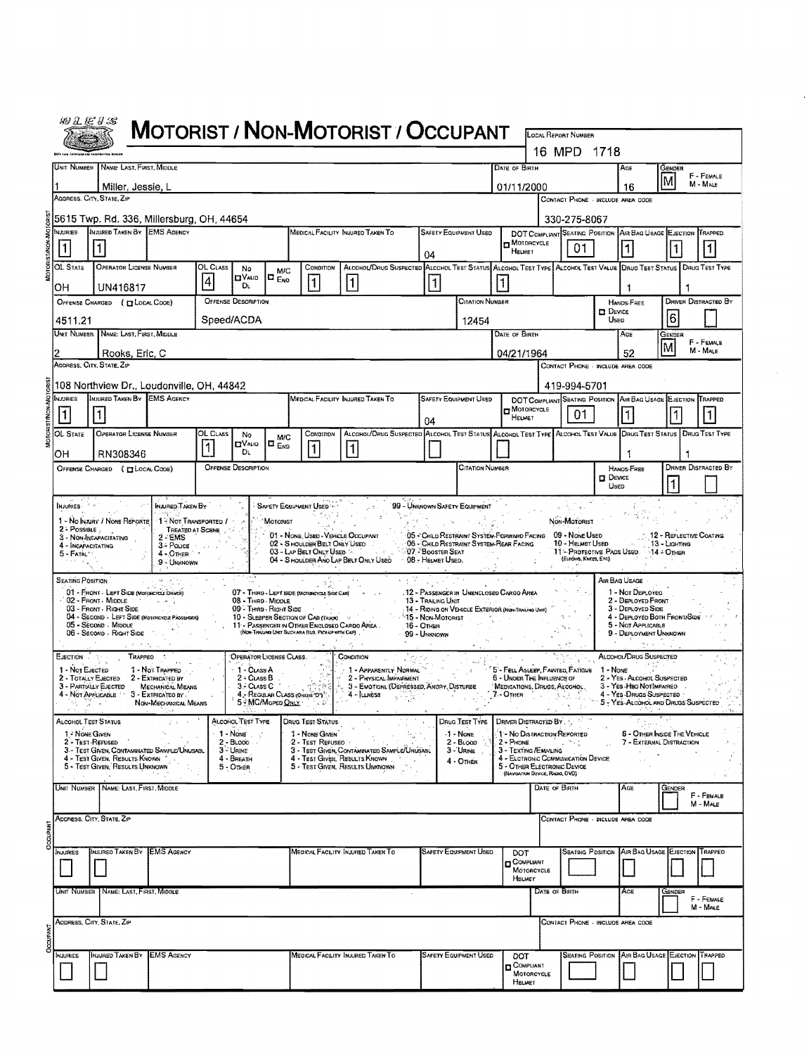OLEIS

# MOTORIST / NON-MOTORIST / OCCUPANT

LOCAL REPORT NUMBER: 16 MPD 1718

## Unit 1

| UNIT NUMBER | NAME: LAST, FIRST, MIDDLE | DATE OF BIRTH | AGE | GENDER |
|---|---|---|---|---|
| 1 | Miller, Jessie, L | 01/11/2000 | 16 | M |

| ADDRESS, CITY, STATE, ZIP | CONTACT PHONE - INCLUDE AREA CODE |
|---|---|
| 5615 Twp. Rd. 336, Millersburg, OH, 44654 | 330-275-8067 |

| INJURIES | INJURED TAKEN BY | EMS AGENCY | MEDICAL FACILITY INJURED TAKEN TO | SAFETY EQUIPMENT USED | DOT COMPLIANT MOTORCYCLE HELMET | SEATING POSITION | AIR BAG USAGE | EJECTION | TRAPPED |
|---|---|---|---|---|---|---|---|---|---|
| 1 | 1 | | | 04 | | 01 | 1 | 1 | 1 |

| OL STATE | OPERATOR LICENSE NUMBER | OL CLASS | NO VALID DL | M/C END | CONDITION | ALCOHOL/DRUG SUSPECTED | ALCOHOL TEST STATUS | ALCOHOL TEST TYPE | ALCOHOL TEST VALUE | DRUG TEST STATUS | DRUG TEST TYPE |
|---|---|---|---|---|---|---|---|---|---|---|---|
| OH | UN416817 | 4 | | | 1 | 1 | 1 | 1 | | 1 | 1 |

| OFFENSE CHARGED ( LOCAL CODE) | OFFENSE DESCRIPTION | CITATION NUMBER | HANDS-FREE DEVICE USED | DRIVER DISTRACTED BY |
|---|---|---|---|---|
| 4511.21 | Speed/ACDA | 12454 | | 6 |

## Unit 2

| UNIT NUMBER | NAME: LAST, FIRST, MIDDLE | DATE OF BIRTH | AGE | GENDER |
|---|---|---|---|---|
| 2 | Rooks, Eric, C | 04/21/1964 | 52 | M |

| ADDRESS, CITY, STATE, ZIP | CONTACT PHONE - INCLUDE AREA CODE |
|---|---|
| 108 Northview Dr., Loudonville, OH, 44842 | 419-994-5701 |

| INJURIES | INJURED TAKEN BY | EMS AGENCY | MEDICAL FACILITY INJURED TAKEN TO | SAFETY EQUIPMENT USED | DOT COMPLIANT MOTORCYCLE HELMET | SEATING POSITION | AIR BAG USAGE | EJECTION | TRAPPED |
|---|---|---|---|---|---|---|---|---|---|
| 1 | 1 | | | 04 | | 01 | 1 | 1 | 1 |

| OL STATE | OPERATOR LICENSE NUMBER | OL CLASS | NO VALID DL | M/C END | CONDITION | ALCOHOL/DRUG SUSPECTED | ALCOHOL TEST STATUS | ALCOHOL TEST TYPE | ALCOHOL TEST VALUE | DRUG TEST STATUS | DRUG TEST TYPE |
|---|---|---|---|---|---|---|---|---|---|---|---|
| OH | RN308346 | 1 | | | 1 | 1 | | | | 1 | 1 |

| OFFENSE CHARGED ( LOCAL CODE) | OFFENSE DESCRIPTION | CITATION NUMBER | HANDS-FREE DEVICE USED | DRIVER DISTRACTED BY |
|---|---|---|---|---|
| | | | | 1 |

## Codes

**INJURIES:** 1 - No Injury / None Reported; 2 - Possible; 3 - Non-Incapacitating; 4 - Incapacitating; 5 - Fatal

**INJURED TAKEN BY:** 1 - Not Transported / Treated at Scene; 2 - EMS; 3 - Police; 4 - Other; 9 - Unknown

**SAFETY EQUIPMENT USED:** 99 - Unknown Safety Equipment
- Motorist: 01 - None Used - Vehicle Occupant; 02 - Shoulder Belt Only Used; 03 - Lap Belt Only Used; 04 - Shoulder and Lap Belt Only Used; 05 - Child Restraint System-Forward Facing; 06 - Child Restraint System-Rear Facing; 07 - Booster Seat; 08 - Helmet Used
- Non-Motorist: 09 - None Used; 10 - Helmet Used; 11 - Protective Pads Used (Elbows, Knees, Etc); 12 - Reflective Coating; 13 - Lighting; 14 - Other

**SEATING POSITION:** 01 - Front - Left Side (Motorcycle Driver); 02 - Front - Middle; 03 - Front - Right Side; 04 - Second - Left Side (Motorcycle Passenger); 05 - Second - Middle; 06 - Second - Right Side; 07 - Third - Left Side (Motorcycle Side Car); 08 - Third - Middle; 09 - Third - Right Side; 10 - Sleeper Section of Cab (Truck); 11 - Passenger in Other Enclosed Cargo Area (Non-Trailing Unit Such as a Bus, Pick-up with Cap); 12 - Passenger in Unenclosed Cargo Area; 13 - Trailing Unit; 14 - Riding on Vehicle Exterior (Non-Trailing Unit); 15 - Non-Motorist; 16 - Other; 99 - Unknown

**AIR BAG USAGE:** 1 - Not Deployed; 2 - Deployed Front; 3 - Deployed Side; 4 - Deployed Both Front/Side; 5 - Not Applicable; 9 - Deployment Unknown

**EJECTION:** 1 - Not Ejected; 2 - Totally Ejected; 3 - Partially Ejected; 4 - Not Applicable

**TRAPPED:** 1 - Not Trapped; 2 - Extricated by Mechanical Means; 3 - Extricated by Non-Mechanical Means

**OPERATOR LICENSE CLASS:** 1 - Class A; 2 - Class B; 3 - Class C; 4 - Regular Class (Ohio's "D"); 5 - M/C Moped Only

**CONDITION:** 1 - Apparently Normal; 2 - Physical Impairment; 3 - Emotional (Depressed, Angry, Disturbed); 4 - Illness; 5 - Fell Asleep, Fainted, Fatigue; 6 - Under the Influence of Medications, Drugs, Alcohol; 7 - Other

**ALCOHOL/DRUG SUSPECTED:** 1 - None; 2 - Yes - Alcohol Suspected; 3 - Yes - HBD Not Impaired; 4 - Yes - Drugs Suspected; 5 - Yes - Alcohol and Drugs Suspected

**ALCOHOL TEST STATUS:** 1 - None Given; 2 - Test Refused; 3 - Test Given, Contaminated Sample/Unusable; 4 - Test Given, Results Known; 5 - Test Given, Results Unknown

**ALCOHOL TEST TYPE:** 1 - None; 2 - Blood; 3 - Urine; 4 - Breath; 5 - Other

**DRUG TEST STATUS:** 1 - None Given; 2 - Test Refused; 3 - Test Given, Contaminated Sample/Unusable; 4 - Test Given, Results Known; 5 - Test Given, Results Unknown

**DRUG TEST TYPE:** 1 - None; 2 - Blood; 3 - Urine; 4 - Other

**DRIVER DISTRACTED BY:** 1 - No Distraction Reported; 2 - Phone; 3 - Texting/Emailing; 4 - Electronic Communication Device; 5 - Other Electronic Device (Navigation Device, Radio, DVD); 6 - Other Inside the Vehicle; 7 - External Distraction

## Occupant

| UNIT NUMBER | NAME: LAST, FIRST, MIDDLE | DATE OF BIRTH | AGE | GENDER |
|---|---|---|---|---|
| | | | | |

| ADDRESS, CITY, STATE, ZIP | CONTACT PHONE - INCLUDE AREA CODE |
|---|---|
| | |

| INJURIES | INJURED TAKEN BY | EMS AGENCY | MEDICAL FACILITY INJURED TAKEN TO | SAFETY EQUIPMENT USED | DOT COMPLIANT MOTORCYCLE HELMET | SEATING POSITION | AIR BAG USAGE | EJECTION | TRAPPED |
|---|---|---|---|---|---|---|---|---|---|
| | | | | | | | | | |

## Occupant

| UNIT NUMBER | NAME: LAST, FIRST, MIDDLE | DATE OF BIRTH | AGE | GENDER |
|---|---|---|---|---|
| | | | | |

| ADDRESS, CITY, STATE, ZIP | CONTACT PHONE - INCLUDE AREA CODE |
|---|---|
| | |

| INJURIES | INJURED TAKEN BY | EMS AGENCY | MEDICAL FACILITY INJURED TAKEN TO | SAFETY EQUIPMENT USED | DOT COMPLIANT MOTORCYCLE HELMET | SEATING POSITION | AIR BAG USAGE | EJECTION | TRAPPED |
|---|---|---|---|---|---|---|---|---|---|
| | | | | | | | | | |